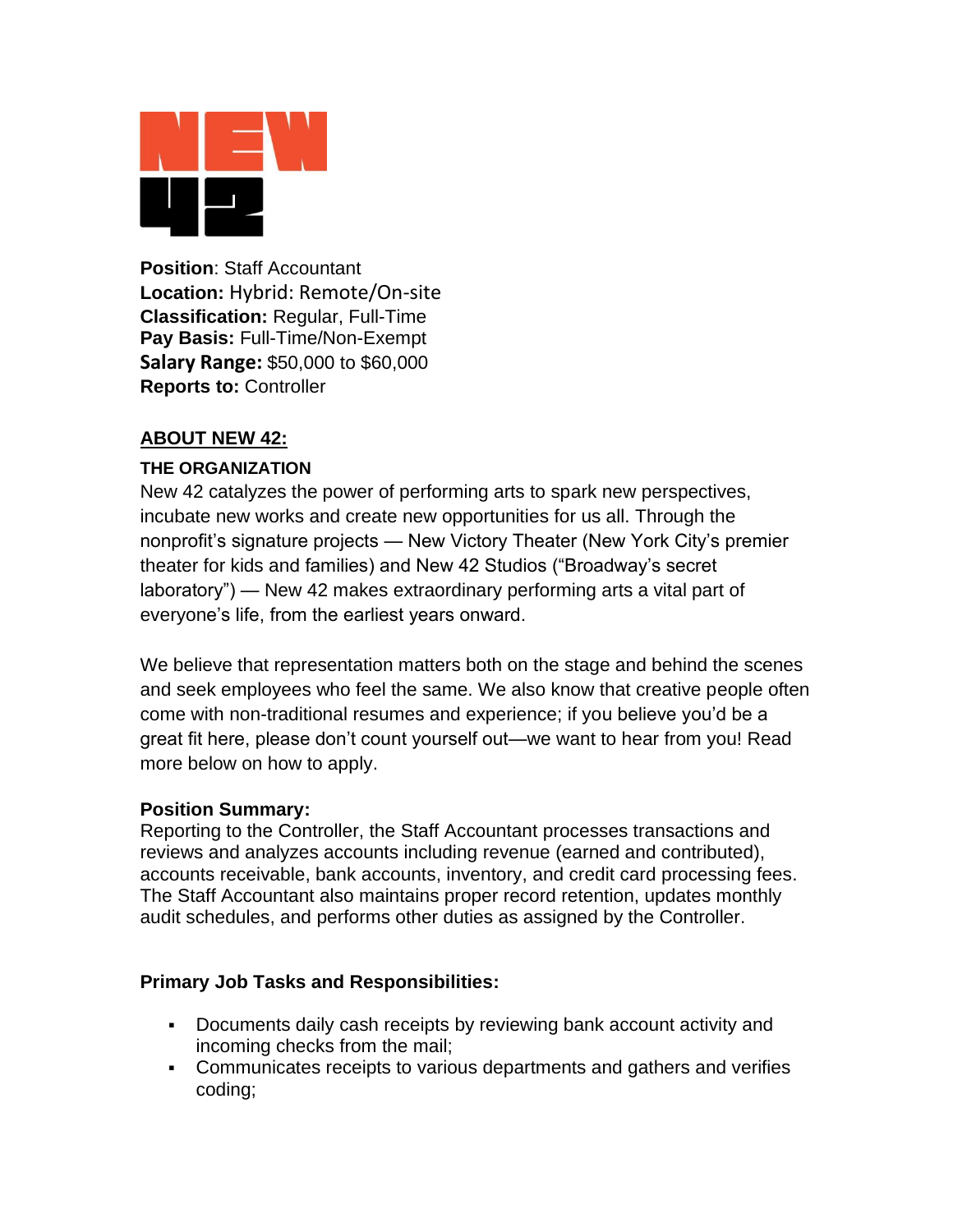**Position**: Staff Accountant
**Location:** Hybrid: Remote/On-site
**Classification:** Regular, Full-Time
**Pay Basis:** Full-Time/Non-Exempt
**Salary Range:** $50,000 to $60,000
**Reports to:** Controller

## ABOUT NEW 42:

### THE ORGANIZATION

New 42 catalyzes the power of performing arts to spark new perspectives, incubate new works and create new opportunities for us all. Through the nonprofit's signature projects — New Victory Theater (New York City's premier theater for kids and families) and New 42 Studios ("Broadway's secret laboratory") — New 42 makes extraordinary performing arts a vital part of everyone's life, from the earliest years onward.

We believe that representation matters both on the stage and behind the scenes and seek employees who feel the same. We also know that creative people often come with non-traditional resumes and experience; if you believe you'd be a great fit here, please don't count yourself out—we want to hear from you! Read more below on how to apply.

### Position Summary:

Reporting to the Controller, the Staff Accountant processes transactions and reviews and analyzes accounts including revenue (earned and contributed), accounts receivable, bank accounts, inventory, and credit card processing fees. The Staff Accountant also maintains proper record retention, updates monthly audit schedules, and performs other duties as assigned by the Controller.

### Primary Job Tasks and Responsibilities:

- Documents daily cash receipts by reviewing bank account activity and incoming checks from the mail;
- Communicates receipts to various departments and gathers and verifies coding;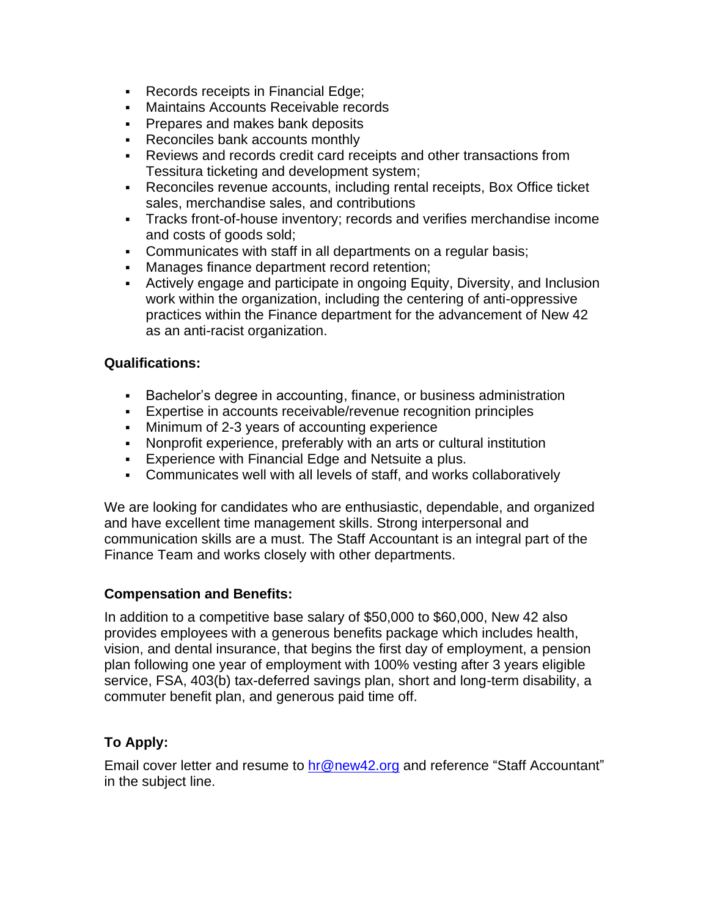- Records receipts in Financial Edge;
- Maintains Accounts Receivable records
- Prepares and makes bank deposits
- Reconciles bank accounts monthly
- Reviews and records credit card receipts and other transactions from Tessitura ticketing and development system;
- Reconciles revenue accounts, including rental receipts, Box Office ticket sales, merchandise sales, and contributions
- Tracks front-of-house inventory; records and verifies merchandise income and costs of goods sold;
- Communicates with staff in all departments on a regular basis;
- Manages finance department record retention;
- Actively engage and participate in ongoing Equity, Diversity, and Inclusion work within the organization, including the centering of anti-oppressive practices within the Finance department for the advancement of New 42 as an anti-racist organization.

**Qualifications:**

- Bachelor's degree in accounting, finance, or business administration
- Expertise in accounts receivable/revenue recognition principles
- Minimum of 2-3 years of accounting experience
- Nonprofit experience, preferably with an arts or cultural institution
- Experience with Financial Edge and Netsuite a plus.
- Communicates well with all levels of staff, and works collaboratively

We are looking for candidates who are enthusiastic, dependable, and organized and have excellent time management skills. Strong interpersonal and communication skills are a must. The Staff Accountant is an integral part of the Finance Team and works closely with other departments.

**Compensation and Benefits:**

In addition to a competitive base salary of $50,000 to $60,000, New 42 also provides employees with a generous benefits package which includes health, vision, and dental insurance, that begins the first day of employment, a pension plan following one year of employment with 100% vesting after 3 years eligible service, FSA, 403(b) tax-deferred savings plan, short and long-term disability, a commuter benefit plan, and generous paid time off.

**To Apply:**

Email cover letter and resume to [hr@new42.org](mailto:hr@new42.org) and reference "Staff Accountant" in the subject line.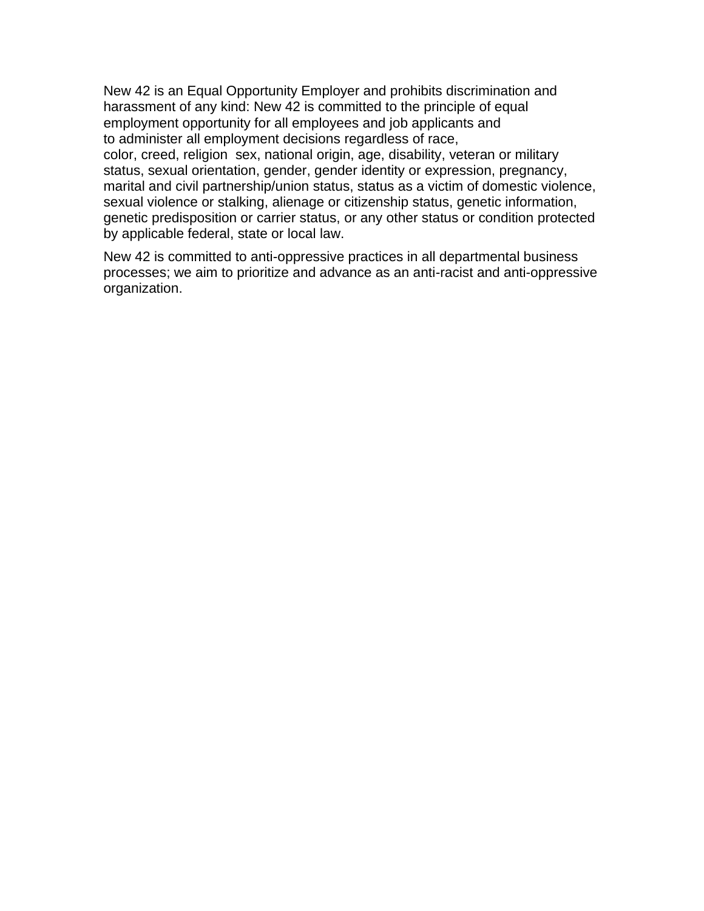New 42 is an Equal Opportunity Employer and prohibits discrimination and harassment of any kind: New 42 is committed to the principle of equal employment opportunity for all employees and job applicants and to administer all employment decisions regardless of race, color, creed, religion  sex, national origin, age, disability, veteran or military status, sexual orientation, gender, gender identity or expression, pregnancy, marital and civil partnership/union status, status as a victim of domestic violence, sexual violence or stalking, alienage or citizenship status, genetic information, genetic predisposition or carrier status, or any other status or condition protected by applicable federal, state or local law.

New 42 is committed to anti-oppressive practices in all departmental business processes; we aim to prioritize and advance as an anti-racist and anti-oppressive organization.